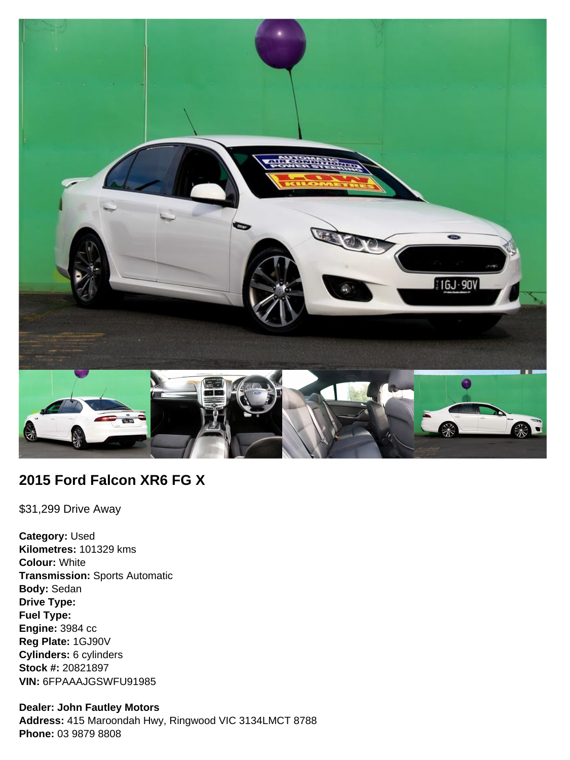## 2015 Ford Falcon XR6 FG X

$31,299 Drive Away

**Category:** Used
**Kilometres:** 101329 kms
**Colour:** White
**Transmission:** Sports Automatic
**Body:** Sedan
**Drive Type:**
**Fuel Type:**
**Engine:** 3984 cc
**Reg Plate:** 1GJ90V
**Cylinders:** 6 cylinders
**Stock #:** 20821897
**VIN:** 6FPAAAJGSWFU91985

**Dealer: John Fautley Motors**
**Address:** 415 Maroondah Hwy, Ringwood VIC 3134LMCT 8788
**Phone:** 03 9879 8808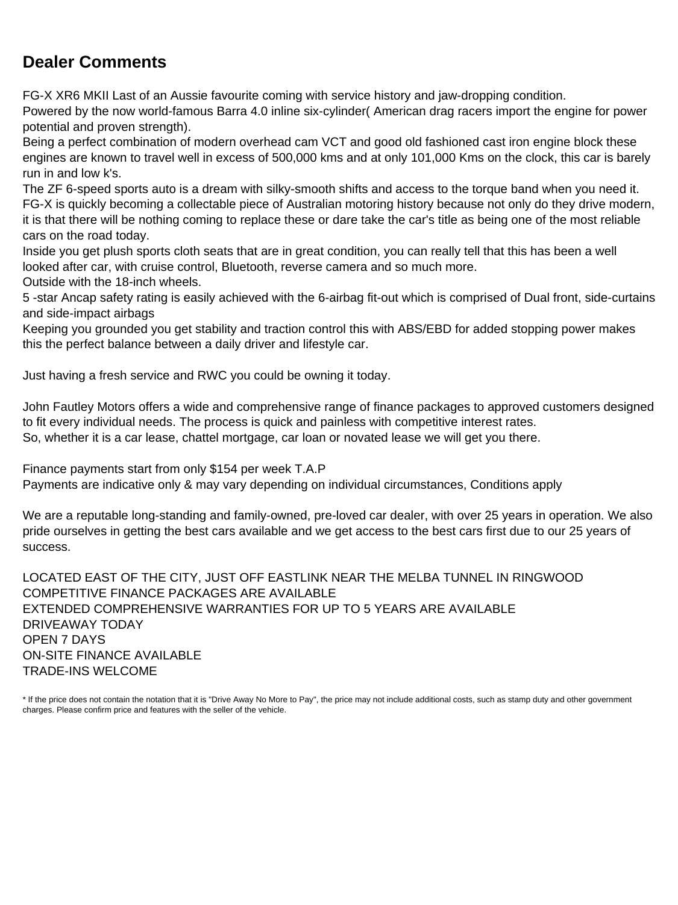## Dealer Comments

FG-X XR6 MKII Last of an Aussie favourite coming with service history and jaw-dropping condition.
Powered by the now world-famous Barra 4.0 inline six-cylinder( American drag racers import the engine for power potential and proven strength).
Being a perfect combination of modern overhead cam VCT and good old fashioned cast iron engine block these engines are known to travel well in excess of 500,000 kms and at only 101,000 Kms on the clock, this car is barely run in and low k's.
The ZF 6-speed sports auto is a dream with silky-smooth shifts and access to the torque band when you need it.
FG-X is quickly becoming a collectable piece of Australian motoring history because not only do they drive modern, it is that there will be nothing coming to replace these or dare take the car's title as being one of the most reliable cars on the road today.
Inside you get plush sports cloth seats that are in great condition, you can really tell that this has been a well looked after car, with cruise control, Bluetooth, reverse camera and so much more.
Outside with the 18-inch wheels.
5 -star Ancap safety rating is easily achieved with the 6-airbag fit-out which is comprised of Dual front, side-curtains and side-impact airbags
Keeping you grounded you get stability and traction control this with ABS/EBD for added stopping power makes this the perfect balance between a daily driver and lifestyle car.

Just having a fresh service and RWC you could be owning it today.

John Fautley Motors offers a wide and comprehensive range of finance packages to approved customers designed to fit every individual needs. The process is quick and painless with competitive interest rates.
So, whether it is a car lease, chattel mortgage, car loan or novated lease we will get you there.

Finance payments start from only $154 per week T.A.P
Payments are indicative only & may vary depending on individual circumstances, Conditions apply

We are a reputable long-standing and family-owned, pre-loved car dealer, with over 25 years in operation. We also pride ourselves in getting the best cars available and we get access to the best cars first due to our 25 years of success.

LOCATED EAST OF THE CITY, JUST OFF EASTLINK NEAR THE MELBA TUNNEL IN RINGWOOD
COMPETITIVE FINANCE PACKAGES ARE AVAILABLE
EXTENDED COMPREHENSIVE WARRANTIES FOR UP TO 5 YEARS ARE AVAILABLE
DRIVEAWAY TODAY
OPEN 7 DAYS
ON-SITE FINANCE AVAILABLE
TRADE-INS WELCOME

* If the price does not contain the notation that it is "Drive Away No More to Pay", the price may not include additional costs, such as stamp duty and other government charges. Please confirm price and features with the seller of the vehicle.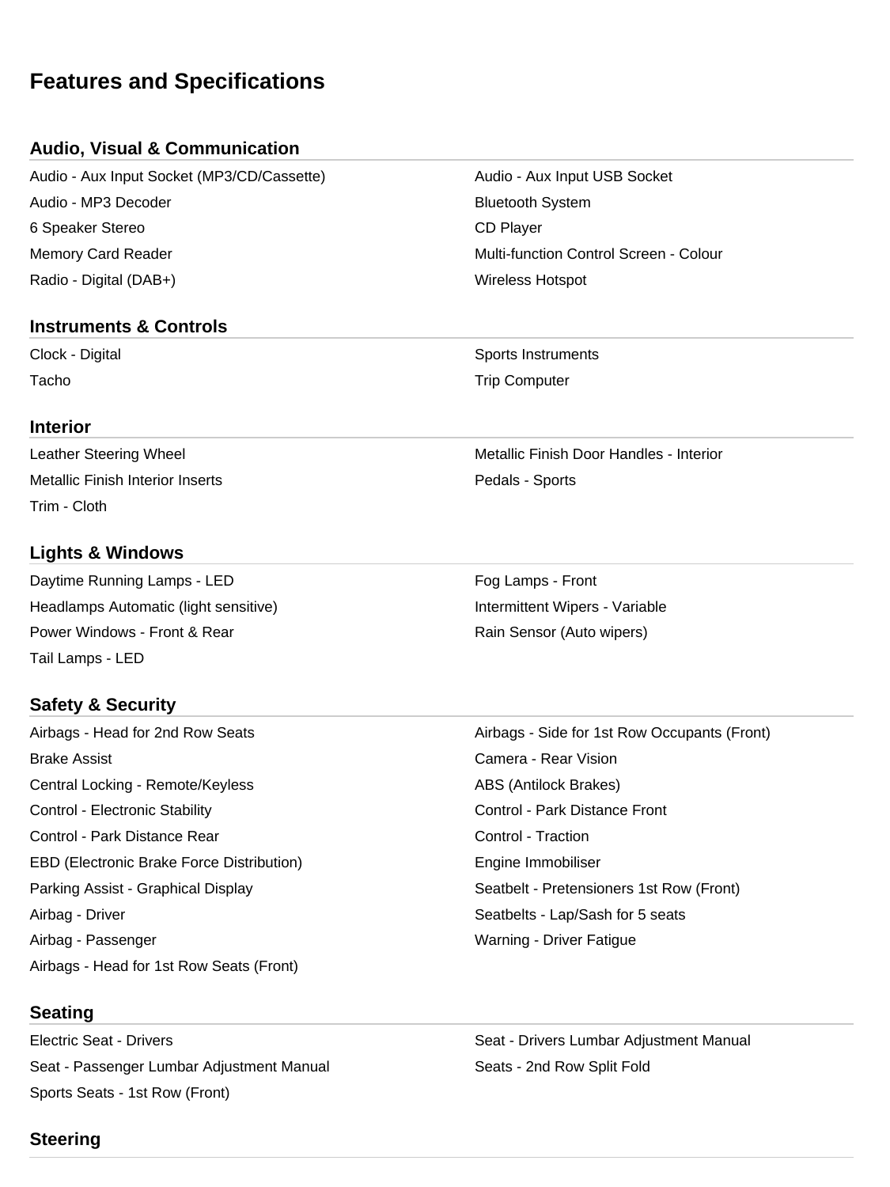## Features and Specifications

### Audio, Visual & Communication

- Audio - Aux Input Socket (MP3/CD/Cassette)
- Audio - Aux Input USB Socket
- Audio - MP3 Decoder
- Bluetooth System
- 6 Speaker Stereo
- CD Player
- Memory Card Reader
- Multi-function Control Screen - Colour
- Radio - Digital (DAB+)
- Wireless Hotspot

### Instruments & Controls

- Clock - Digital
- Sports Instruments
- Tacho
- Trip Computer

### Interior

- Leather Steering Wheel
- Metallic Finish Door Handles - Interior
- Metallic Finish Interior Inserts
- Pedals - Sports
- Trim - Cloth

### Lights & Windows

- Daytime Running Lamps - LED
- Fog Lamps - Front
- Headlamps Automatic (light sensitive)
- Intermittent Wipers - Variable
- Power Windows - Front & Rear
- Rain Sensor (Auto wipers)
- Tail Lamps - LED

### Safety & Security

- Airbags - Head for 2nd Row Seats
- Airbags - Side for 1st Row Occupants (Front)
- Brake Assist
- Camera - Rear Vision
- Central Locking - Remote/Keyless
- ABS (Antilock Brakes)
- Control - Electronic Stability
- Control - Park Distance Front
- Control - Park Distance Rear
- Control - Traction
- EBD (Electronic Brake Force Distribution)
- Engine Immobiliser
- Parking Assist - Graphical Display
- Seatbelt - Pretensioners 1st Row (Front)
- Airbag - Driver
- Seatbelts - Lap/Sash for 5 seats
- Airbag - Passenger
- Warning - Driver Fatigue
- Airbags - Head for 1st Row Seats (Front)

### Seating

- Electric Seat - Drivers
- Seat - Drivers Lumbar Adjustment Manual
- Seat - Passenger Lumbar Adjustment Manual
- Seats - 2nd Row Split Fold
- Sports Seats - 1st Row (Front)

### Steering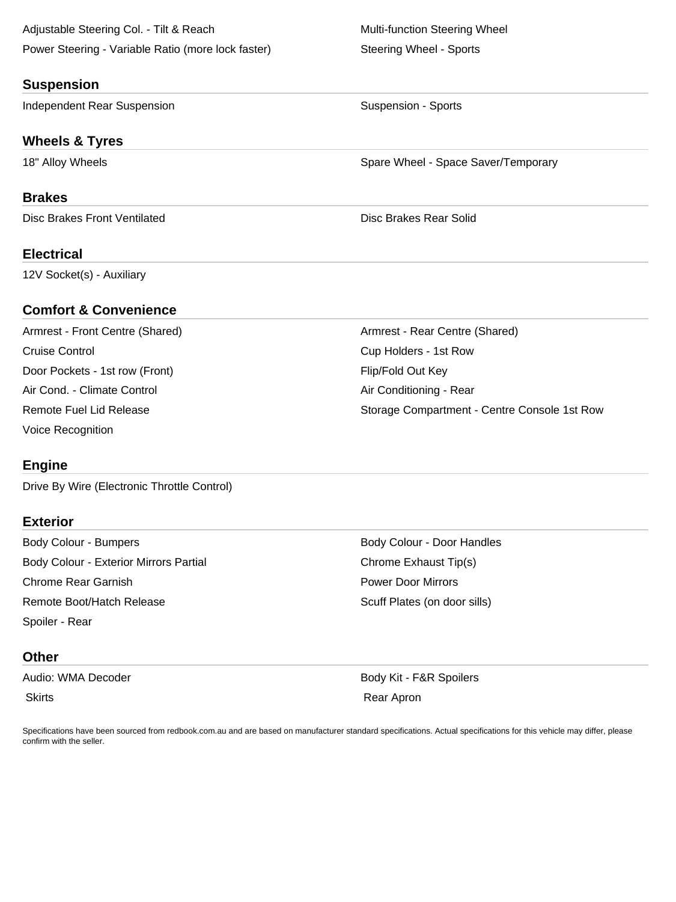Adjustable Steering Col. - Tilt & Reach
Multi-function Steering Wheel
Power Steering - Variable Ratio (more lock faster)
Steering Wheel - Sports

## Suspension

Independent Rear Suspension
Suspension - Sports

## Wheels & Tyres

18" Alloy Wheels
Spare Wheel - Space Saver/Temporary

## Brakes

Disc Brakes Front Ventilated
Disc Brakes Rear Solid

## Electrical

12V Socket(s) - Auxiliary

## Comfort & Convenience

Armrest - Front Centre (Shared)
Armrest - Rear Centre (Shared)
Cruise Control
Cup Holders - 1st Row
Door Pockets - 1st row (Front)
Flip/Fold Out Key
Air Cond. - Climate Control
Air Conditioning - Rear
Remote Fuel Lid Release
Storage Compartment - Centre Console 1st Row
Voice Recognition

## Engine

Drive By Wire (Electronic Throttle Control)

## Exterior

Body Colour - Bumpers
Body Colour - Door Handles
Body Colour - Exterior Mirrors Partial
Chrome Exhaust Tip(s)
Chrome Rear Garnish
Power Door Mirrors
Remote Boot/Hatch Release
Scuff Plates (on door sills)
Spoiler - Rear

## Other

Audio: WMA Decoder
Body Kit - F&R Spoilers
Skirts
Rear Apron

Specifications have been sourced from redbook.com.au and are based on manufacturer standard specifications. Actual specifications for this vehicle may differ, please confirm with the seller.